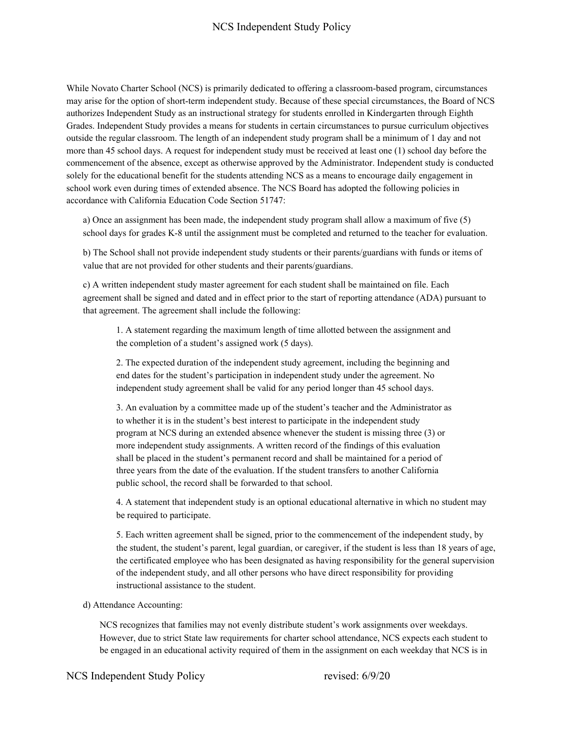# NCS Independent Study Policy

While Novato Charter School (NCS) is primarily dedicated to offering a classroom-based program, circumstances may arise for the option of short-term independent study. Because of these special circumstances, the Board of NCS authorizes Independent Study as an instructional strategy for students enrolled in Kindergarten through Eighth Grades. Independent Study provides a means for students in certain circumstances to pursue curriculum objectives outside the regular classroom. The length of an independent study program shall be a minimum of 1 day and not more than 45 school days. A request for independent study must be received at least one (1) school day before the commencement of the absence, except as otherwise approved by the Administrator. Independent study is conducted solely for the educational benefit for the students attending NCS as a means to encourage daily engagement in school work even during times of extended absence. The NCS Board has adopted the following policies in accordance with California Education Code Section 51747:

a) Once an assignment has been made, the independent study program shall allow a maximum of five (5) school days for grades K-8 until the assignment must be completed and returned to the teacher for evaluation.

b) The School shall not provide independent study students or their parents/guardians with funds or items of value that are not provided for other students and their parents/guardians.

c) A written independent study master agreement for each student shall be maintained on file. Each agreement shall be signed and dated and in effect prior to the start of reporting attendance (ADA) pursuant to that agreement. The agreement shall include the following:

> 1. A statement regarding the maximum length of time allotted between the assignment and the completion of a student's assigned work (5 days).
>
> 2. The expected duration of the independent study agreement, including the beginning and end dates for the student's participation in independent study under the agreement. No independent study agreement shall be valid for any period longer than 45 school days.
>
> 3. An evaluation by a committee made up of the student's teacher and the Administrator as to whether it is in the student's best interest to participate in the independent study program at NCS during an extended absence whenever the student is missing three (3) or more independent study assignments. A written record of the findings of this evaluation shall be placed in the student's permanent record and shall be maintained for a period of three years from the date of the evaluation. If the student transfers to another California public school, the record shall be forwarded to that school.
>
> 4. A statement that independent study is an optional educational alternative in which no student may be required to participate.
>
> 5. Each written agreement shall be signed, prior to the commencement of the independent study, by the student, the student's parent, legal guardian, or caregiver, if the student is less than 18 years of age, the certificated employee who has been designated as having responsibility for the general supervision of the independent study, and all other persons who have direct responsibility for providing instructional assistance to the student.

d) Attendance Accounting:

NCS recognizes that families may not evenly distribute student's work assignments over weekdays. However, due to strict State law requirements for charter school attendance, NCS expects each student to be engaged in an educational activity required of them in the assignment on each weekday that NCS is in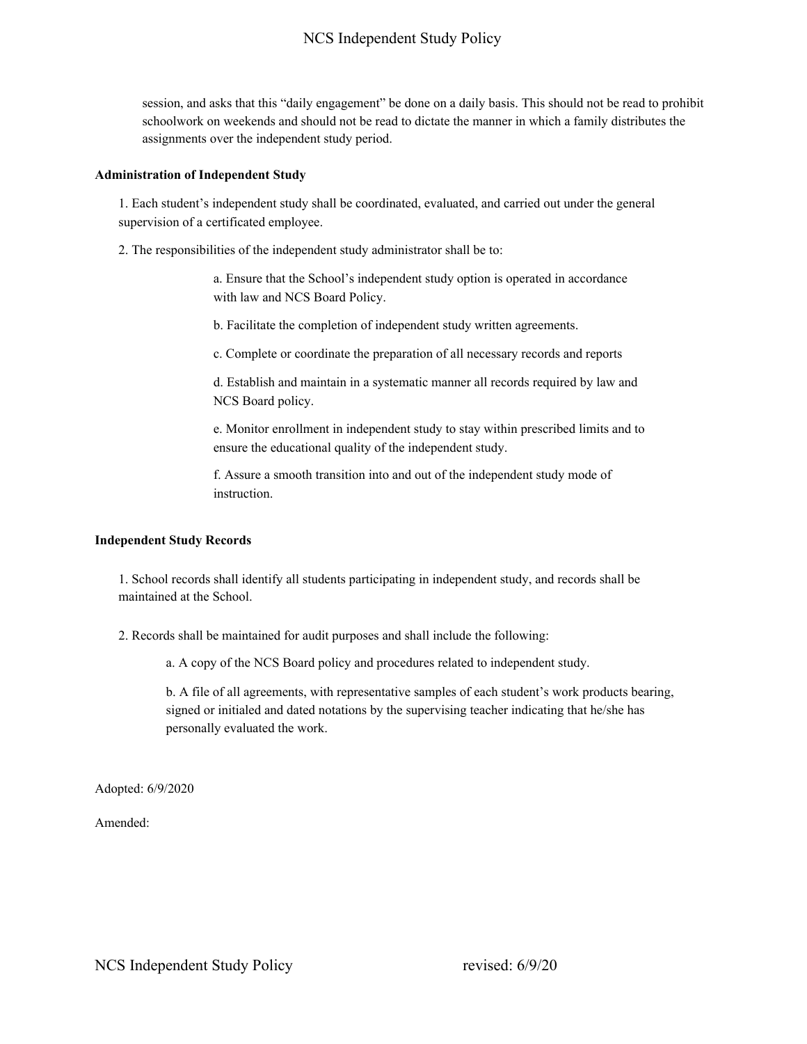session, and asks that this "daily engagement" be done on a daily basis. This should not be read to prohibit schoolwork on weekends and should not be read to dictate the manner in which a family distributes the assignments over the independent study period.

**Administration of Independent Study**

1. Each student's independent study shall be coordinated, evaluated, and carried out under the general supervision of a certificated employee.

2. The responsibilities of the independent study administrator shall be to:

    a. Ensure that the School's independent study option is operated in accordance with law and NCS Board Policy.

    b. Facilitate the completion of independent study written agreements.

    c. Complete or coordinate the preparation of all necessary records and reports

    d. Establish and maintain in a systematic manner all records required by law and NCS Board policy.

    e. Monitor enrollment in independent study to stay within prescribed limits and to ensure the educational quality of the independent study.

    f. Assure a smooth transition into and out of the independent study mode of instruction.

**Independent Study Records**

1. School records shall identify all students participating in independent study, and records shall be maintained at the School.

2. Records shall be maintained for audit purposes and shall include the following:

    a. A copy of the NCS Board policy and procedures related to independent study.

    b. A file of all agreements, with representative samples of each student's work products bearing, signed or initialed and dated notations by the supervising teacher indicating that he/she has personally evaluated the work.

Adopted: 6/9/2020

Amended: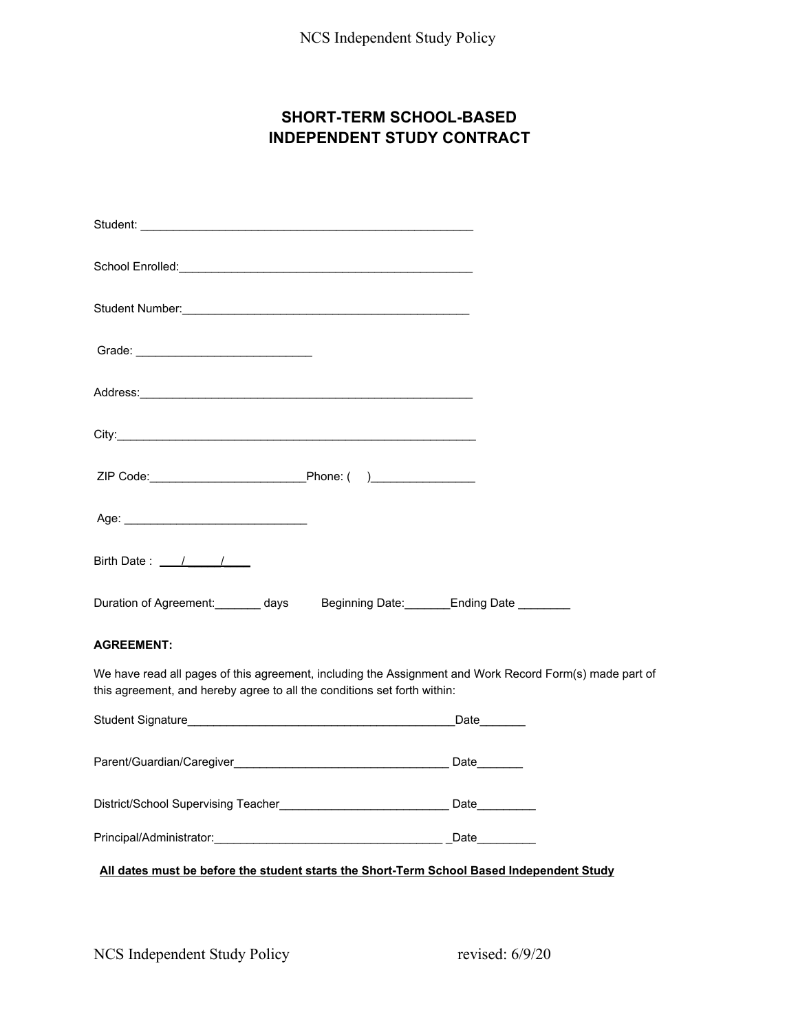# SHORT-TERM SCHOOL-BASED INDEPENDENT STUDY CONTRACT

Student: ____________________________________________________

School Enrolled:_____________________________________________

Student Number:_____________________________________________

Grade: ___________________________

Address:_____________________________________________________

City:_________________________________________________________

ZIP Code:________________________Phone: (     )________________

Age: ____________________________

Birth Date : ___/_____/____

Duration of Agreement:_______ days        Beginning Date:_______Ending Date ________

**AGREEMENT:**

We have read all pages of this agreement, including the Assignment and Work Record Form(s) made part of this agreement, and hereby agree to all the conditions set forth within:

Student Signature__________________________________________Date_______

Parent/Guardian/Caregiver_________________________________ Date_______

District/School Supervising Teacher__________________________ Date_________

Principal/Administrator:___________________________________ _Date_________

**All dates must be before the student starts the Short-Term School Based Independent Study**